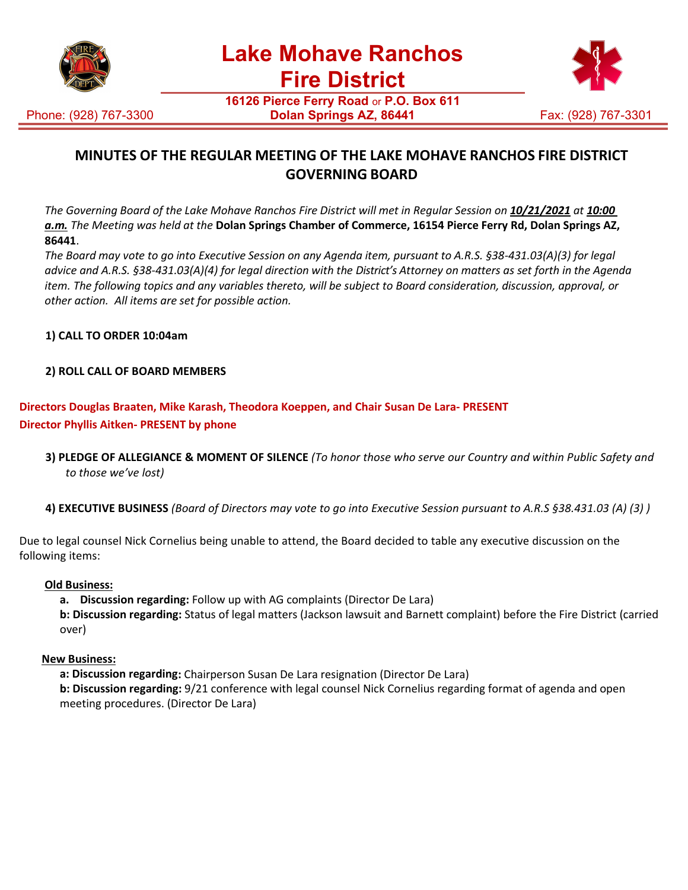# Lake Mohave Ranchos Fire District

**16126 Pierce Ferry Road or P.O. Box 611**
**Dolan Springs AZ, 86441**

Phone: (928) 767-3300 Fax: (928) 767-3301

## MINUTES OF THE REGULAR MEETING OF THE LAKE MOHAVE RANCHOS FIRE DISTRICT GOVERNING BOARD

*The Governing Board of the Lake Mohave Ranchos Fire District will met in Regular Session on* ***10/21/2021*** *at* ***10:00 a.m.*** *The Meeting was held at the* **Dolan Springs Chamber of Commerce, 16154 Pierce Ferry Rd, Dolan Springs AZ, 86441**.

*The Board may vote to go into Executive Session on any Agenda item, pursuant to A.R.S. §38-431.03(A)(3) for legal advice and A.R.S. §38-431.03(A)(4) for legal direction with the District's Attorney on matters as set forth in the Agenda item. The following topics and any variables thereto, will be subject to Board consideration, discussion, approval, or other action. All items are set for possible action.*

**1) CALL TO ORDER 10:04am**

**2) ROLL CALL OF BOARD MEMBERS**

**Directors Douglas Braaten, Mike Karash, Theodora Koeppen, and Chair Susan De Lara- PRESENT**
**Director Phyllis Aitken- PRESENT by phone**

**3) PLEDGE OF ALLEGIANCE & MOMENT OF SILENCE** *(To honor those who serve our Country and within Public Safety and to those we've lost)*

**4) EXECUTIVE BUSINESS** *(Board of Directors may vote to go into Executive Session pursuant to A.R.S §38.431.03 (A) (3) )*

Due to legal counsel Nick Cornelius being unable to attend, the Board decided to table any executive discussion on the following items:

**Old Business:**

**a. Discussion regarding:** Follow up with AG complaints (Director De Lara)

**b: Discussion regarding:** Status of legal matters (Jackson lawsuit and Barnett complaint) before the Fire District (carried over)

**New Business:**

**a: Discussion regarding:** Chairperson Susan De Lara resignation (Director De Lara)

**b: Discussion regarding:** 9/21 conference with legal counsel Nick Cornelius regarding format of agenda and open meeting procedures. (Director De Lara)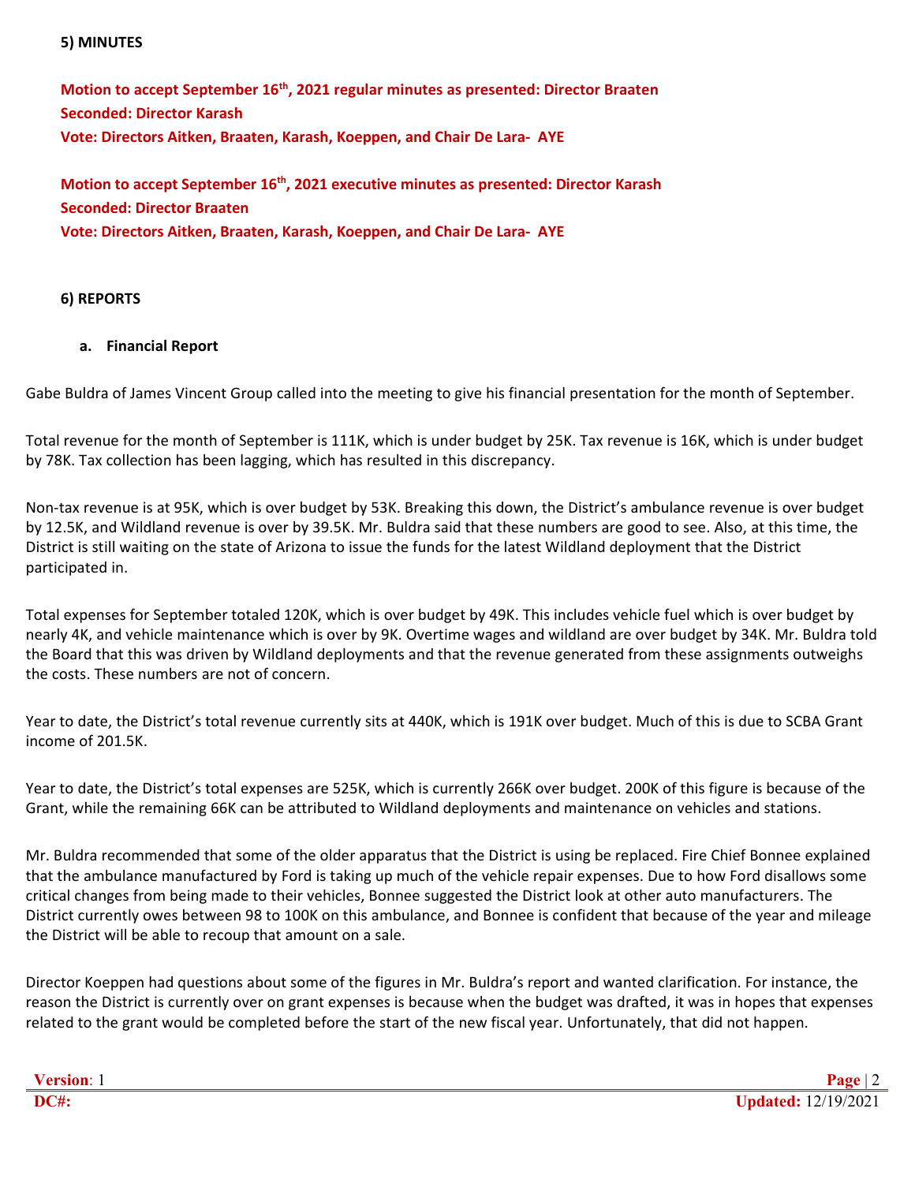**5) MINUTES**

**Motion to accept September 16th, 2021 regular minutes as presented: Director Braaten**
**Seconded: Director Karash**
**Vote: Directors Aitken, Braaten, Karash, Koeppen, and Chair De Lara- AYE**

**Motion to accept September 16th, 2021 executive minutes as presented: Director Karash**
**Seconded: Director Braaten**
**Vote: Directors Aitken, Braaten, Karash, Koeppen, and Chair De Lara- AYE**

**6) REPORTS**

**a. Financial Report**

Gabe Buldra of James Vincent Group called into the meeting to give his financial presentation for the month of September.

Total revenue for the month of September is 111K, which is under budget by 25K. Tax revenue is 16K, which is under budget by 78K. Tax collection has been lagging, which has resulted in this discrepancy.

Non-tax revenue is at 95K, which is over budget by 53K. Breaking this down, the District's ambulance revenue is over budget by 12.5K, and Wildland revenue is over by 39.5K. Mr. Buldra said that these numbers are good to see. Also, at this time, the District is still waiting on the state of Arizona to issue the funds for the latest Wildland deployment that the District participated in.

Total expenses for September totaled 120K, which is over budget by 49K. This includes vehicle fuel which is over budget by nearly 4K, and vehicle maintenance which is over by 9K. Overtime wages and wildland are over budget by 34K. Mr. Buldra told the Board that this was driven by Wildland deployments and that the revenue generated from these assignments outweighs the costs. These numbers are not of concern.

Year to date, the District's total revenue currently sits at 440K, which is 191K over budget. Much of this is due to SCBA Grant income of 201.5K.

Year to date, the District's total expenses are 525K, which is currently 266K over budget. 200K of this figure is because of the Grant, while the remaining 66K can be attributed to Wildland deployments and maintenance on vehicles and stations.

Mr. Buldra recommended that some of the older apparatus that the District is using be replaced. Fire Chief Bonnee explained that the ambulance manufactured by Ford is taking up much of the vehicle repair expenses. Due to how Ford disallows some critical changes from being made to their vehicles, Bonnee suggested the District look at other auto manufacturers. The District currently owes between 98 to 100K on this ambulance, and Bonnee is confident that because of the year and mileage the District will be able to recoup that amount on a sale.

Director Koeppen had questions about some of the figures in Mr. Buldra's report and wanted clarification. For instance, the reason the District is currently over on grant expenses is because when the budget was drafted, it was in hopes that expenses related to the grant would be completed before the start of the new fiscal year. Unfortunately, that did not happen.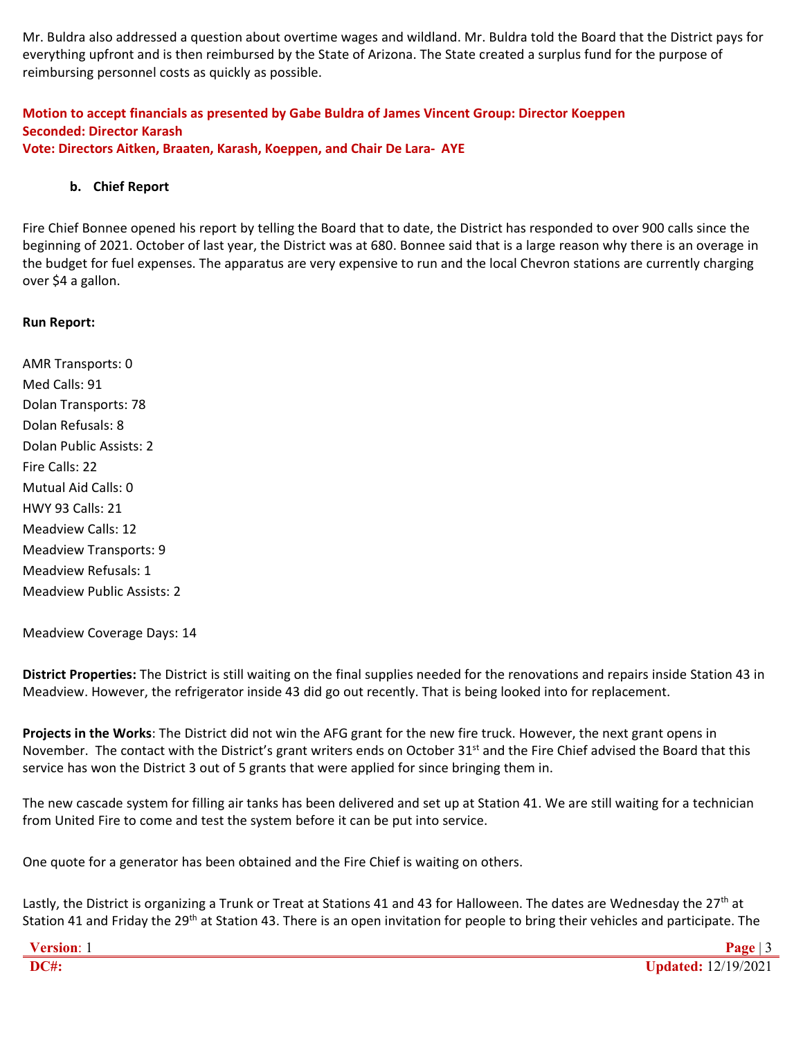Mr. Buldra also addressed a question about overtime wages and wildland. Mr. Buldra told the Board that the District pays for everything upfront and is then reimbursed by the State of Arizona. The State created a surplus fund for the purpose of reimbursing personnel costs as quickly as possible.

**Motion to accept financials as presented by Gabe Buldra of James Vincent Group: Director Koeppen**
**Seconded: Director Karash**
**Vote: Directors Aitken, Braaten, Karash, Koeppen, and Chair De Lara- AYE**

### b. Chief Report

Fire Chief Bonnee opened his report by telling the Board that to date, the District has responded to over 900 calls since the beginning of 2021. October of last year, the District was at 680. Bonnee said that is a large reason why there is an overage in the budget for fuel expenses. The apparatus are very expensive to run and the local Chevron stations are currently charging over $4 a gallon.

**Run Report:**

AMR Transports: 0
Med Calls: 91
Dolan Transports: 78
Dolan Refusals: 8
Dolan Public Assists: 2
Fire Calls: 22
Mutual Aid Calls: 0
HWY 93 Calls: 21
Meadview Calls: 12
Meadview Transports: 9
Meadview Refusals: 1
Meadview Public Assists: 2

Meadview Coverage Days: 14

**District Properties:** The District is still waiting on the final supplies needed for the renovations and repairs inside Station 43 in Meadview. However, the refrigerator inside 43 did go out recently. That is being looked into for replacement.

**Projects in the Works**: The District did not win the AFG grant for the new fire truck. However, the next grant opens in November. The contact with the District's grant writers ends on October 31st and the Fire Chief advised the Board that this service has won the District 3 out of 5 grants that were applied for since bringing them in.

The new cascade system for filling air tanks has been delivered and set up at Station 41. We are still waiting for a technician from United Fire to come and test the system before it can be put into service.

One quote for a generator has been obtained and the Fire Chief is waiting on others.

Lastly, the District is organizing a Trunk or Treat at Stations 41 and 43 for Halloween. The dates are Wednesday the 27th at Station 41 and Friday the 29th at Station 43. There is an open invitation for people to bring their vehicles and participate. The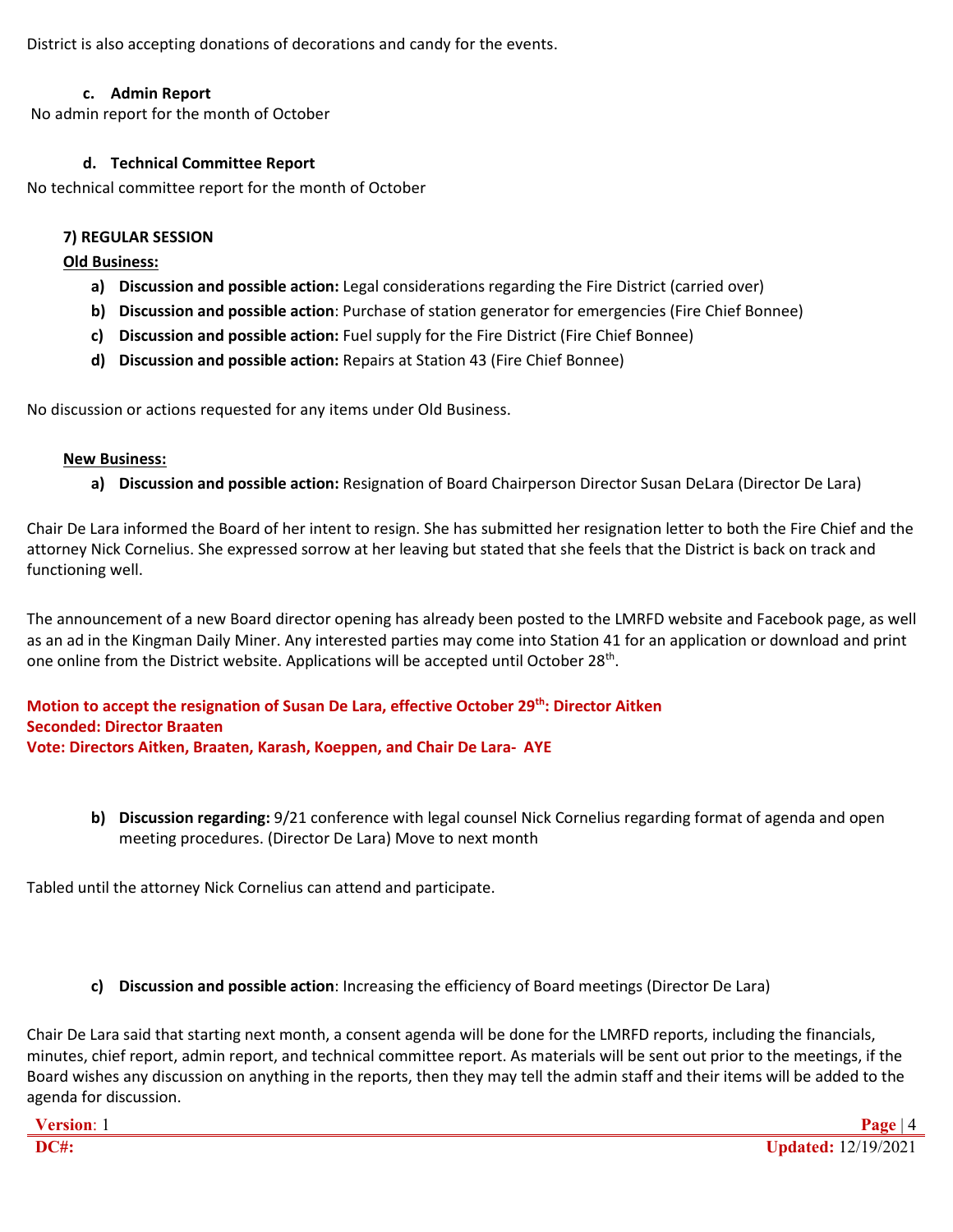District is also accepting donations of decorations and candy for the events.

### c. Admin Report

No admin report for the month of October

### d. Technical Committee Report

No technical committee report for the month of October

## 7) REGULAR SESSION

**Old Business:**

a) **Discussion and possible action:** Legal considerations regarding the Fire District (carried over)
b) **Discussion and possible action**: Purchase of station generator for emergencies (Fire Chief Bonnee)
c) **Discussion and possible action:** Fuel supply for the Fire District (Fire Chief Bonnee)
d) **Discussion and possible action:** Repairs at Station 43 (Fire Chief Bonnee)

No discussion or actions requested for any items under Old Business.

**New Business:**

a) **Discussion and possible action:** Resignation of Board Chairperson Director Susan DeLara (Director De Lara)

Chair De Lara informed the Board of her intent to resign. She has submitted her resignation letter to both the Fire Chief and the attorney Nick Cornelius. She expressed sorrow at her leaving but stated that she feels that the District is back on track and functioning well.

The announcement of a new Board director opening has already been posted to the LMRFD website and Facebook page, as well as an ad in the Kingman Daily Miner. Any interested parties may come into Station 41 for an application or download and print one online from the District website. Applications will be accepted until October 28th.

**Motion to accept the resignation of Susan De Lara, effective October 29th: Director Aitken**
**Seconded: Director Braaten**
**Vote: Directors Aitken, Braaten, Karash, Koeppen, and Chair De Lara- AYE**

b) **Discussion regarding:** 9/21 conference with legal counsel Nick Cornelius regarding format of agenda and open meeting procedures. (Director De Lara) Move to next month

Tabled until the attorney Nick Cornelius can attend and participate.

c) **Discussion and possible action**: Increasing the efficiency of Board meetings (Director De Lara)

Chair De Lara said that starting next month, a consent agenda will be done for the LMRFD reports, including the financials, minutes, chief report, admin report, and technical committee report. As materials will be sent out prior to the meetings, if the Board wishes any discussion on anything in the reports, then they may tell the admin staff and their items will be added to the agenda for discussion.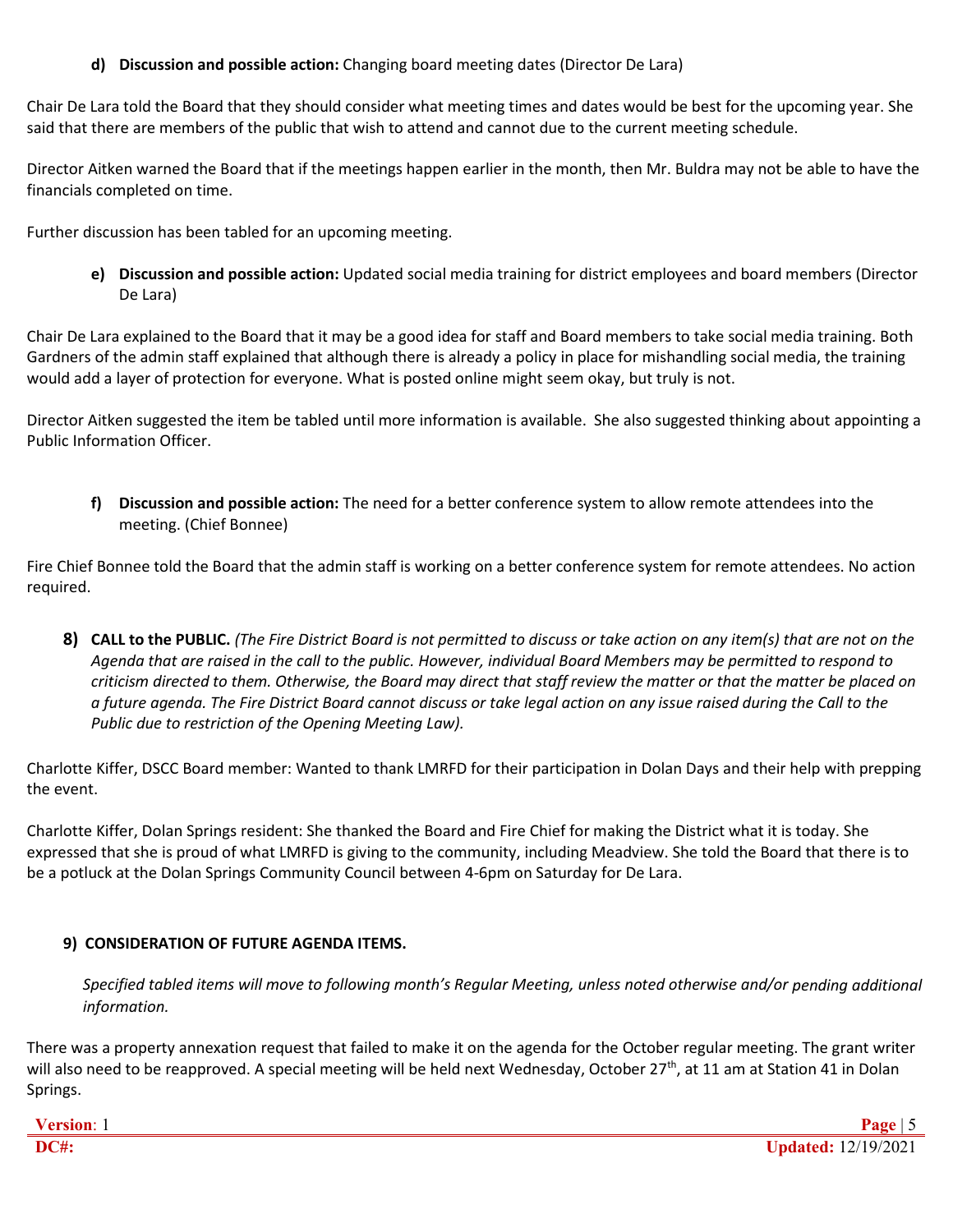**d) Discussion and possible action:** Changing board meeting dates (Director De Lara)

Chair De Lara told the Board that they should consider what meeting times and dates would be best for the upcoming year. She said that there are members of the public that wish to attend and cannot due to the current meeting schedule.

Director Aitken warned the Board that if the meetings happen earlier in the month, then Mr. Buldra may not be able to have the financials completed on time.

Further discussion has been tabled for an upcoming meeting.

**e) Discussion and possible action:** Updated social media training for district employees and board members (Director De Lara)

Chair De Lara explained to the Board that it may be a good idea for staff and Board members to take social media training. Both Gardners of the admin staff explained that although there is already a policy in place for mishandling social media, the training would add a layer of protection for everyone. What is posted online might seem okay, but truly is not.

Director Aitken suggested the item be tabled until more information is available. She also suggested thinking about appointing a Public Information Officer.

**f) Discussion and possible action:** The need for a better conference system to allow remote attendees into the meeting. (Chief Bonnee)

Fire Chief Bonnee told the Board that the admin staff is working on a better conference system for remote attendees. No action required.

**8) CALL to the PUBLIC.** *(The Fire District Board is not permitted to discuss or take action on any item(s) that are not on the Agenda that are raised in the call to the public. However, individual Board Members may be permitted to respond to criticism directed to them. Otherwise, the Board may direct that staff review the matter or that the matter be placed on a future agenda. The Fire District Board cannot discuss or take legal action on any issue raised during the Call to the Public due to restriction of the Opening Meeting Law).*

Charlotte Kiffer, DSCC Board member: Wanted to thank LMRFD for their participation in Dolan Days and their help with prepping the event.

Charlotte Kiffer, Dolan Springs resident: She thanked the Board and Fire Chief for making the District what it is today. She expressed that she is proud of what LMRFD is giving to the community, including Meadview. She told the Board that there is to be a potluck at the Dolan Springs Community Council between 4-6pm on Saturday for De Lara.

**9) CONSIDERATION OF FUTURE AGENDA ITEMS.**

*Specified tabled items will move to following month's Regular Meeting, unless noted otherwise and/or pending additional information.*

There was a property annexation request that failed to make it on the agenda for the October regular meeting. The grant writer will also need to be reapproved. A special meeting will be held next Wednesday, October 27th, at 11 am at Station 41 in Dolan Springs.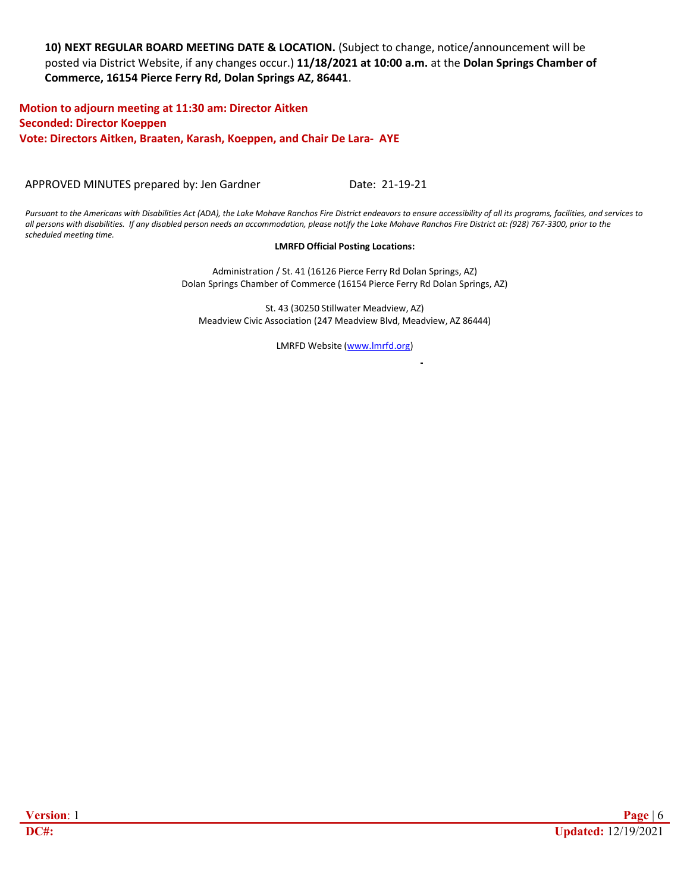**10) NEXT REGULAR BOARD MEETING DATE & LOCATION.** (Subject to change, notice/announcement will be posted via District Website, if any changes occur.) **11/18/2021 at 10:00 a.m.** at the **Dolan Springs Chamber of Commerce, 16154 Pierce Ferry Rd, Dolan Springs AZ, 86441**.

**Motion to adjourn meeting at 11:30 am: Director Aitken**
**Seconded: Director Koeppen**
**Vote: Directors Aitken, Braaten, Karash, Koeppen, and Chair De Lara- AYE**

APPROVED MINUTES prepared by: Jen Gardner Date: 21-19-21

*Pursuant to the Americans with Disabilities Act (ADA), the Lake Mohave Ranchos Fire District endeavors to ensure accessibility of all its programs, facilities, and services to all persons with disabilities. If any disabled person needs an accommodation, please notify the Lake Mohave Ranchos Fire District at: (928) 767-3300, prior to the scheduled meeting time.*

**LMRFD Official Posting Locations:**

Administration / St. 41 (16126 Pierce Ferry Rd Dolan Springs, AZ)
Dolan Springs Chamber of Commerce (16154 Pierce Ferry Rd Dolan Springs, AZ)

St. 43 (30250 Stillwater Meadview, AZ)
Meadview Civic Association (247 Meadview Blvd, Meadview, AZ 86444)

LMRFD Website (www.lmrfd.org)

**Version**: 1
**DC#:**
**Updated:** 12/19/2021